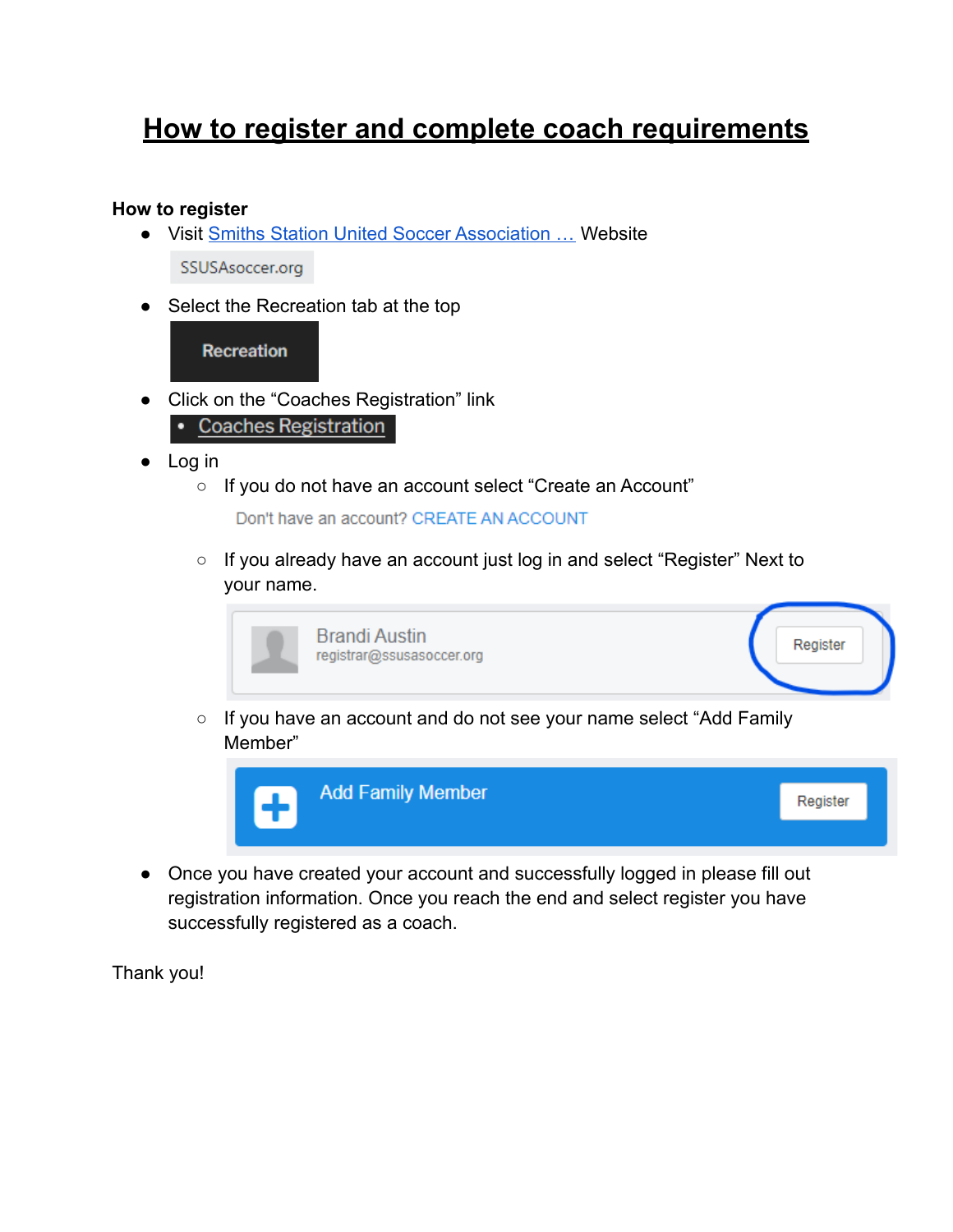# How to register and complete coach requirements

**How to register**

- Visit [Smiths Station United Soccer Association …](SSUSAsoccer.org) Website

  SSUSAsoccer.org

- Select the Recreation tab at the top

  Recreation

- Click on the "Coaches Registration" link

  • Coaches Registration

- Log in
  - If you do not have an account select "Create an Account"

    Don't have an account? CREATE AN ACCOUNT

  - If you already have an account just log in and select "Register" Next to your name.

    Brandi Austin
    registrar@ssusasoccer.org
    Register

  - If you have an account and do not see your name select "Add Family Member"

    Add Family Member
    Register

- Once you have created your account and successfully logged in please fill out registration information. Once you reach the end and select register you have successfully registered as a coach.

Thank you!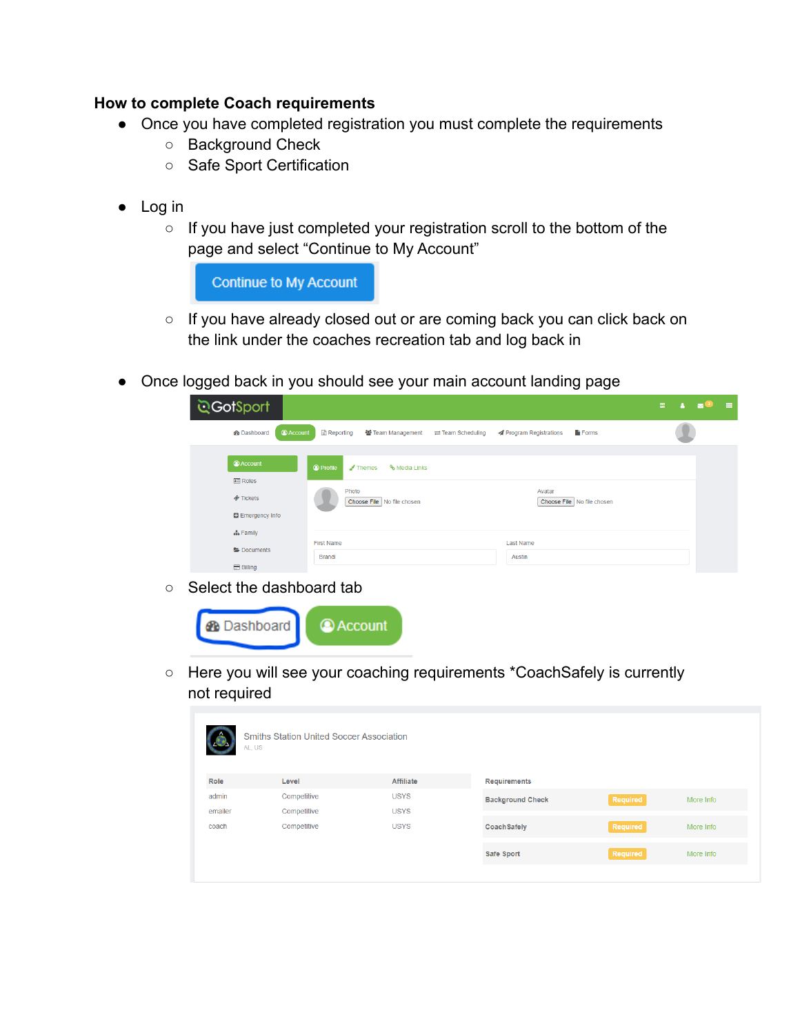**How to complete Coach requirements**

- Once you have completed registration you must complete the requirements
    - Background Check
    - Safe Sport Certification

- Log in
    - If you have just completed your registration scroll to the bottom of the page and select "Continue to My Account"
    - If you have already closed out or are coming back you can click back on the link under the coaches recreation tab and log back in

- Once logged back in you should see your main account landing page
    - Select the dashboard tab
    - Here you will see your coaching requirements *CoachSafely is currently not required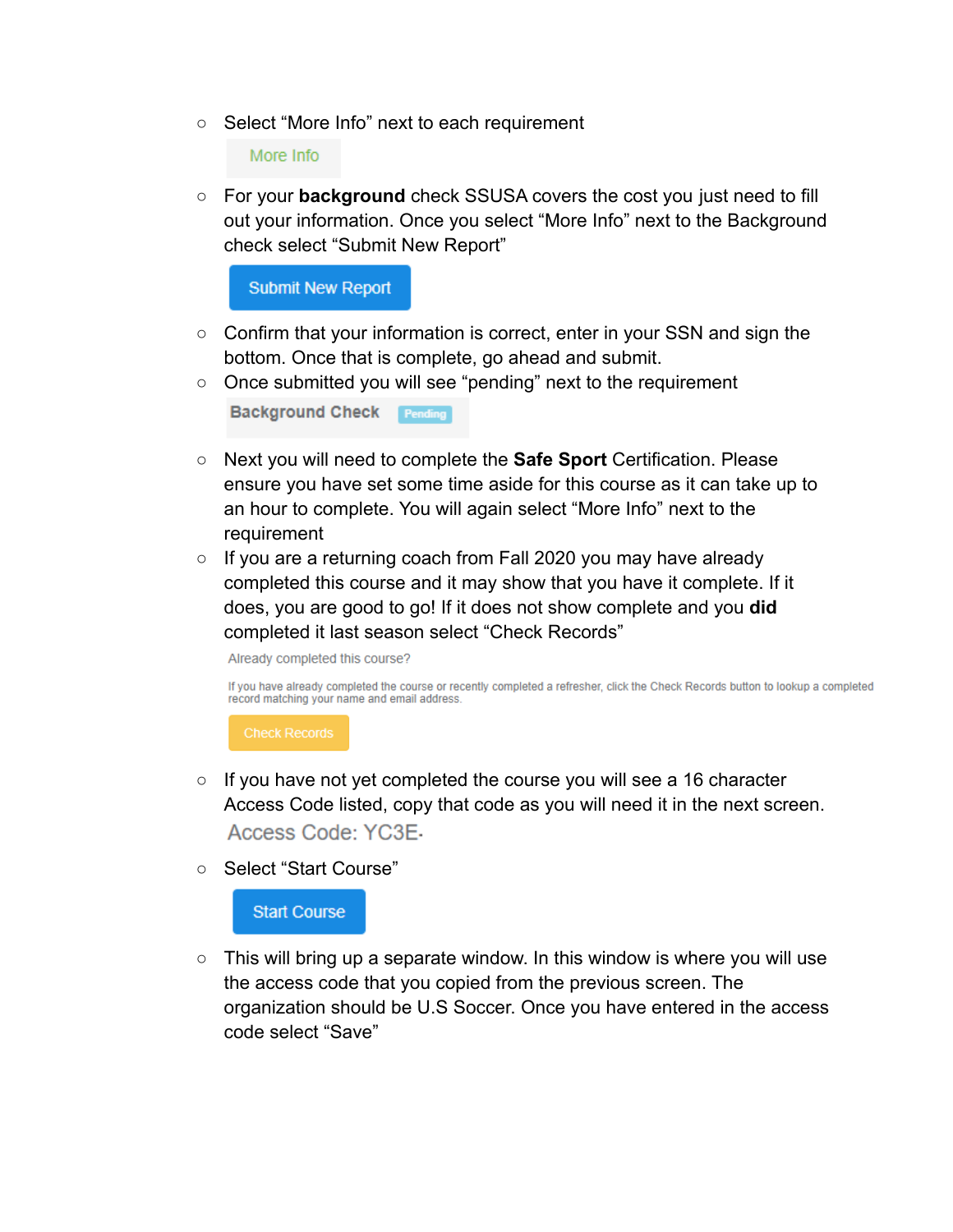- Select "More Info" next to each requirement

  More Info

- For your **background** check SSUSA covers the cost you just need to fill out your information. Once you select "More Info" next to the Background check select "Submit New Report"

  Submit New Report

- Confirm that your information is correct, enter in your SSN and sign the bottom. Once that is complete, go ahead and submit.
- Once submitted you will see "pending" next to the requirement

  Background Check Pending

- Next you will need to complete the **Safe Sport** Certification. Please ensure you have set some time aside for this course as it can take up to an hour to complete. You will again select "More Info" next to the requirement
- If you are a returning coach from Fall 2020 you may have already completed this course and it may show that you have it complete. If it does, you are good to go! If it does not show complete and you **did** completed it last season select "Check Records"

  Already completed this course?

  If you have already completed the course or recently completed a refresher, click the Check Records button to lookup a completed record matching your name and email address.

  Check Records

- If you have not yet completed the course you will see a 16 character Access Code listed, copy that code as you will need it in the next screen.

  Access Code: YC3E-

- Select "Start Course"

  Start Course

- This will bring up a separate window. In this window is where you will use the access code that you copied from the previous screen. The organization should be U.S Soccer. Once you have entered in the access code select "Save"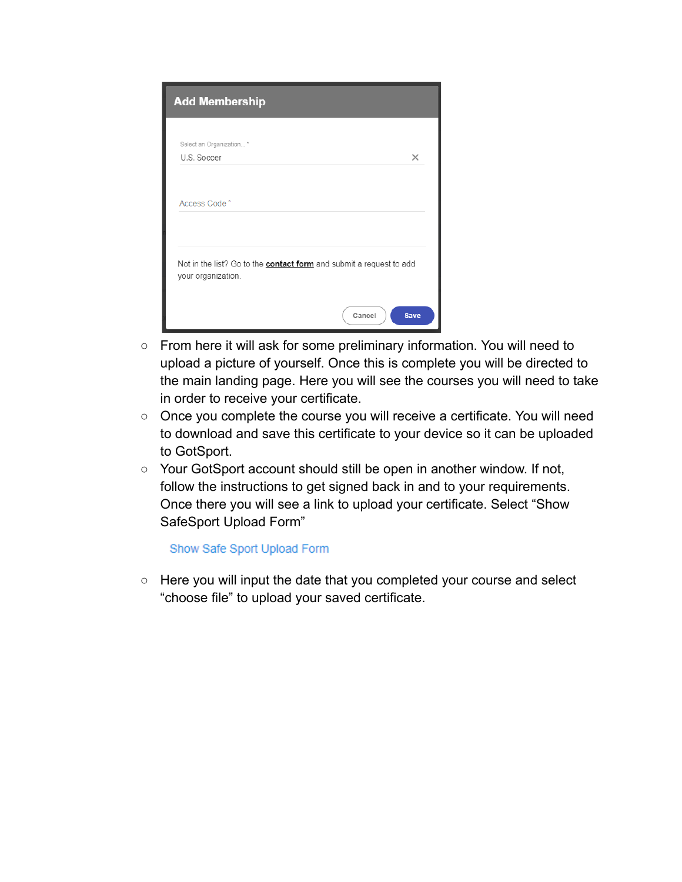**Add Membership**

Select an Organization... *
U.S. Soccer

Access Code *

Not in the list? Go to the **contact form** and submit a request to add your organization.

Cancel Save

- From here it will ask for some preliminary information. You will need to upload a picture of yourself. Once this is complete you will be directed to the main landing page. Here you will see the courses you will need to take in order to receive your certificate.
- Once you complete the course you will receive a certificate. You will need to download and save this certificate to your device so it can be uploaded to GotSport.
- Your GotSport account should still be open in another window. If not, follow the instructions to get signed back in and to your requirements. Once there you will see a link to upload your certificate. Select "Show SafeSport Upload Form"

  Show Safe Sport Upload Form

- Here you will input the date that you completed your course and select "choose file" to upload your saved certificate.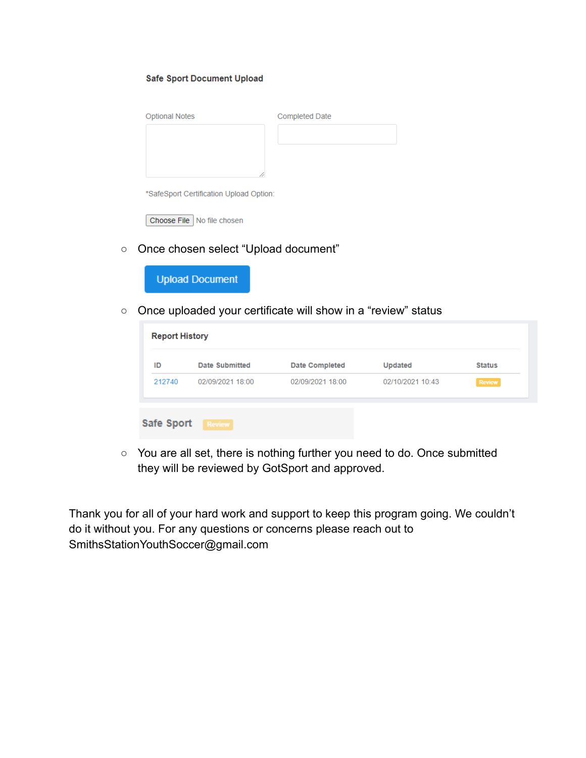**Safe Sport Document Upload**

Optional Notes

Completed Date

*SafeSport Certification Upload Option:

Choose File No file chosen

- Once chosen select "Upload document"

Upload Document

- Once uploaded your certificate will show in a "review" status

**Report History**

| ID | Date Submitted | Date Completed | Updated | Status |
| --- | --- | --- | --- | --- |
| 212740 | 02/09/2021 18:00 | 02/09/2021 18:00 | 02/10/2021 10:43 | Review |

Safe Sport Review

- You are all set, there is nothing further you need to do. Once submitted they will be reviewed by GotSport and approved.

Thank you for all of your hard work and support to keep this program going. We couldn't do it without you. For any questions or concerns please reach out to SmithsStationYouthSoccer@gmail.com